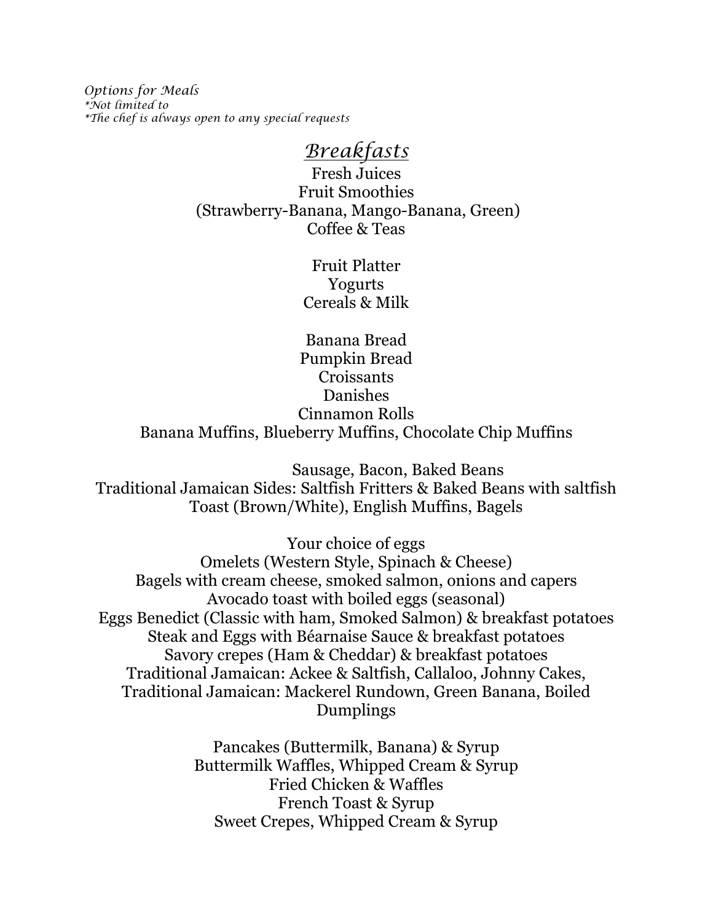*Options for Meals*
*\*Not limited to*
*\*The chef is always open to any special requests*

## *Breakfasts*

Fresh Juices
Fruit Smoothies
(Strawberry-Banana, Mango-Banana, Green)
Coffee & Teas

Fruit Platter
Yogurts
Cereals & Milk

Banana Bread
Pumpkin Bread
Croissants
Danishes
Cinnamon Rolls
Banana Muffins, Blueberry Muffins, Chocolate Chip Muffins

Sausage, Bacon, Baked Beans
Traditional Jamaican Sides: Saltfish Fritters & Baked Beans with saltfish
Toast (Brown/White), English Muffins, Bagels

Your choice of eggs
Omelets (Western Style, Spinach & Cheese)
Bagels with cream cheese, smoked salmon, onions and capers
Avocado toast with boiled eggs (seasonal)
Eggs Benedict (Classic with ham, Smoked Salmon) & breakfast potatoes
Steak and Eggs with Béarnaise Sauce & breakfast potatoes
Savory crepes (Ham & Cheddar) & breakfast potatoes
Traditional Jamaican: Ackee & Saltfish, Callaloo, Johnny Cakes,
Traditional Jamaican: Mackerel Rundown, Green Banana, Boiled Dumplings

Pancakes (Buttermilk, Banana) & Syrup
Buttermilk Waffles, Whipped Cream & Syrup
Fried Chicken & Waffles
French Toast & Syrup
Sweet Crepes, Whipped Cream & Syrup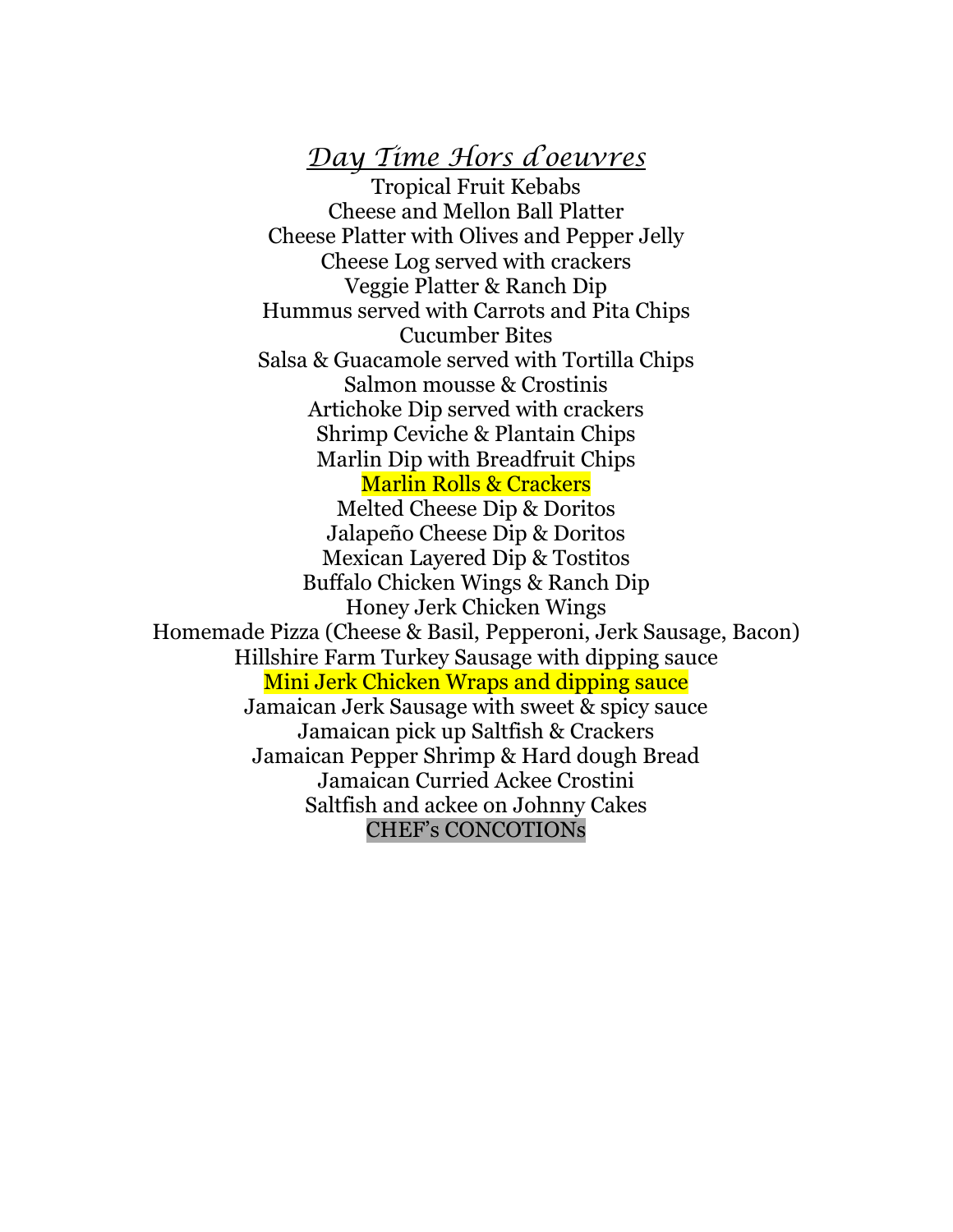## *Day Time Hors d'oeuvres*

Tropical Fruit Kebabs
Cheese and Mellon Ball Platter
Cheese Platter with Olives and Pepper Jelly
Cheese Log served with crackers
Veggie Platter & Ranch Dip
Hummus served with Carrots and Pita Chips
Cucumber Bites
Salsa & Guacamole served with Tortilla Chips
Salmon mousse & Crostinis
Artichoke Dip served with crackers
Shrimp Ceviche & Plantain Chips
Marlin Dip with Breadfruit Chips
Marlin Rolls & Crackers
Melted Cheese Dip & Doritos
Jalapeño Cheese Dip & Doritos
Mexican Layered Dip & Tostitos
Buffalo Chicken Wings & Ranch Dip
Honey Jerk Chicken Wings
Homemade Pizza (Cheese & Basil, Pepperoni, Jerk Sausage, Bacon)
Hillshire Farm Turkey Sausage with dipping sauce
Mini Jerk Chicken Wraps and dipping sauce
Jamaican Jerk Sausage with sweet & spicy sauce
Jamaican pick up Saltfish & Crackers
Jamaican Pepper Shrimp & Hard dough Bread
Jamaican Curried Ackee Crostini
Saltfish and ackee on Johnny Cakes
CHEF's CONCOTIONs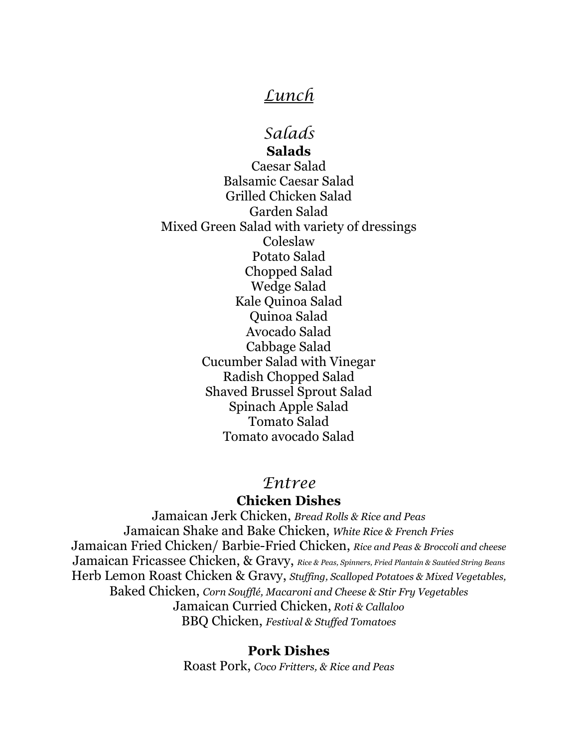# *Lunch*

## *Salads*

**Salads**

Caesar Salad
Balsamic Caesar Salad
Grilled Chicken Salad
Garden Salad
Mixed Green Salad with variety of dressings
Coleslaw
Potato Salad
Chopped Salad
Wedge Salad
Kale Quinoa Salad
Quinoa Salad
Avocado Salad
Cabbage Salad
Cucumber Salad with Vinegar
Radish Chopped Salad
Shaved Brussel Sprout Salad
Spinach Apple Salad
Tomato Salad
Tomato avocado Salad

## *Entree*

**Chicken Dishes**

Jamaican Jerk Chicken, *Bread Rolls & Rice and Peas*
Jamaican Shake and Bake Chicken, *White Rice & French Fries*
Jamaican Fried Chicken/ Barbie-Fried Chicken, *Rice and Peas & Broccoli and cheese*
Jamaican Fricassee Chicken, & Gravy, *Rice & Peas, Spinners, Fried Plantain & Sautéed String Beans*
Herb Lemon Roast Chicken & Gravy, *Stuffing, Scalloped Potatoes & Mixed Vegetables,*
Baked Chicken, *Corn Soufflé, Macaroni and Cheese & Stir Fry Vegetables*
Jamaican Curried Chicken, *Roti & Callaloo*
BBQ Chicken, *Festival & Stuffed Tomatoes*

**Pork Dishes**

Roast Pork, *Coco Fritters, & Rice and Peas*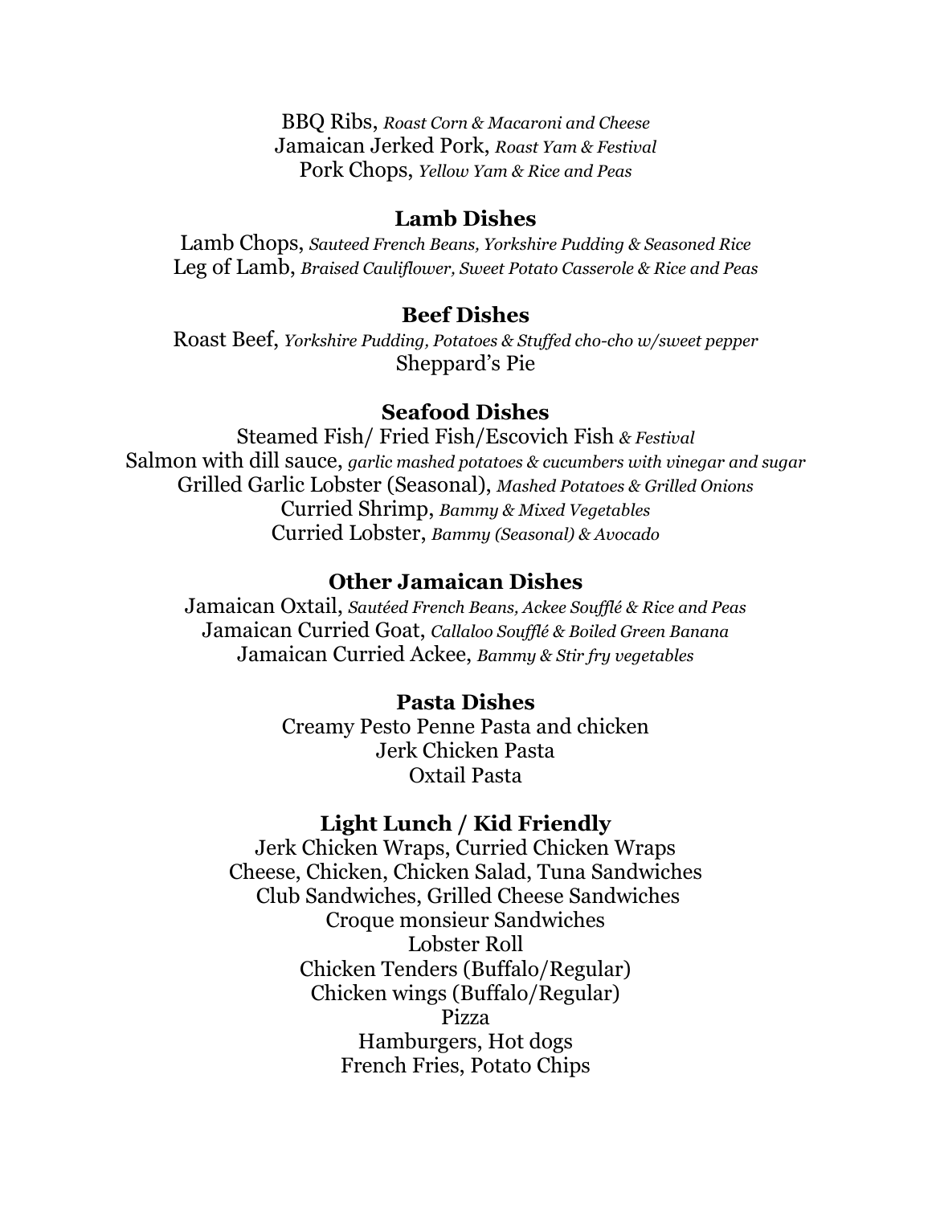BBQ Ribs, *Roast Corn & Macaroni and Cheese*
Jamaican Jerked Pork, *Roast Yam & Festival*
Pork Chops, *Yellow Yam & Rice and Peas*

### Lamb Dishes

Lamb Chops, *Sauteed French Beans, Yorkshire Pudding & Seasoned Rice*
Leg of Lamb, *Braised Cauliflower, Sweet Potato Casserole & Rice and Peas*

### Beef Dishes

Roast Beef, *Yorkshire Pudding, Potatoes & Stuffed cho-cho w/sweet pepper*
Sheppard's Pie

### Seafood Dishes

Steamed Fish/ Fried Fish/Escovich Fish *& Festival*
Salmon with dill sauce, *garlic mashed potatoes & cucumbers with vinegar and sugar*
Grilled Garlic Lobster (Seasonal), *Mashed Potatoes & Grilled Onions*
Curried Shrimp, *Bammy & Mixed Vegetables*
Curried Lobster, *Bammy (Seasonal) & Avocado*

### Other Jamaican Dishes

Jamaican Oxtail, *Sautéed French Beans, Ackee Soufflé & Rice and Peas*
Jamaican Curried Goat, *Callaloo Soufflé & Boiled Green Banana*
Jamaican Curried Ackee, *Bammy & Stir fry vegetables*

### Pasta Dishes

Creamy Pesto Penne Pasta and chicken
Jerk Chicken Pasta
Oxtail Pasta

### Light Lunch / Kid Friendly

Jerk Chicken Wraps, Curried Chicken Wraps
Cheese, Chicken, Chicken Salad, Tuna Sandwiches
Club Sandwiches, Grilled Cheese Sandwiches
Croque monsieur Sandwiches
Lobster Roll
Chicken Tenders (Buffalo/Regular)
Chicken wings (Buffalo/Regular)
Pizza
Hamburgers, Hot dogs
French Fries, Potato Chips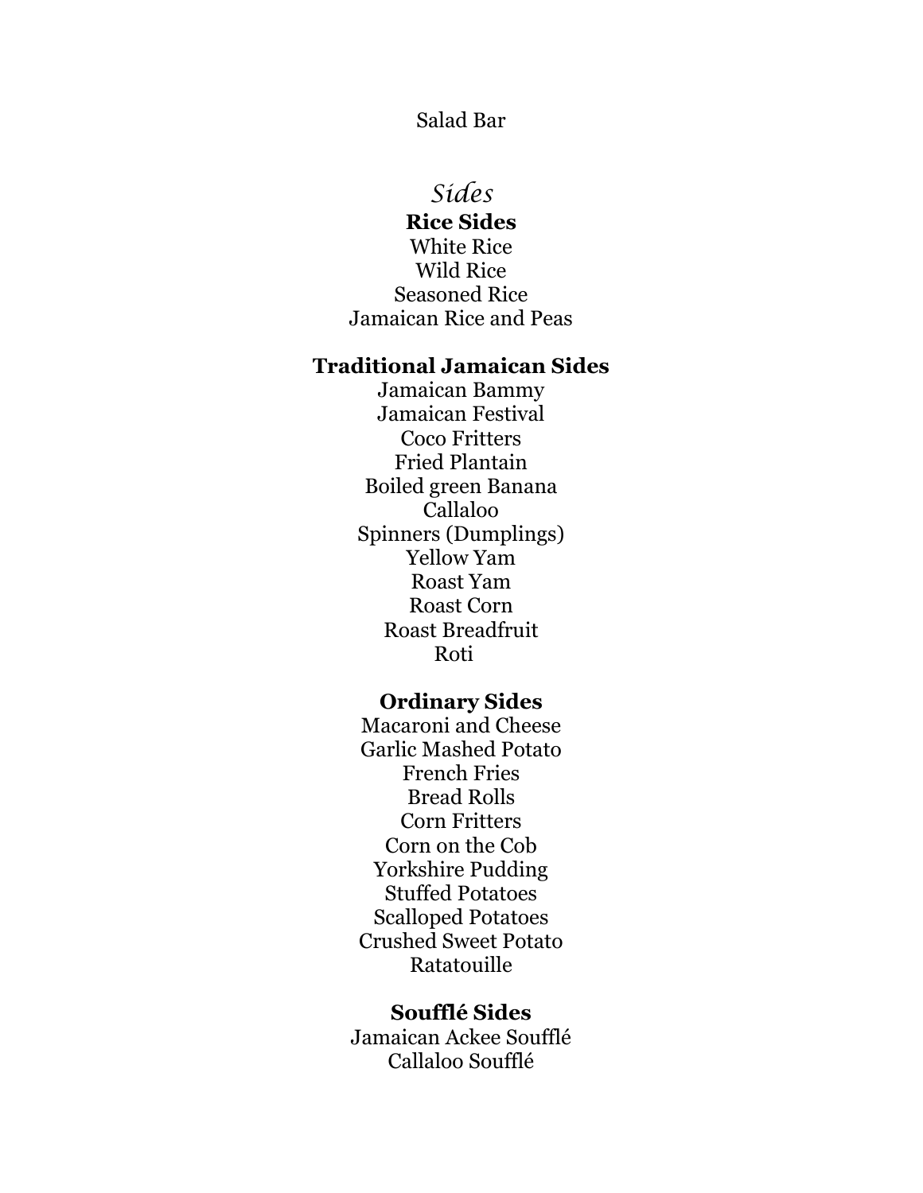Salad Bar

# *Sides*

**Rice Sides**

White Rice
Wild Rice
Seasoned Rice
Jamaican Rice and Peas

**Traditional Jamaican Sides**

Jamaican Bammy
Jamaican Festival
Coco Fritters
Fried Plantain
Boiled green Banana
Callaloo
Spinners (Dumplings)
Yellow Yam
Roast Yam
Roast Corn
Roast Breadfruit
Roti

**Ordinary Sides**

Macaroni and Cheese
Garlic Mashed Potato
French Fries
Bread Rolls
Corn Fritters
Corn on the Cob
Yorkshire Pudding
Stuffed Potatoes
Scalloped Potatoes
Crushed Sweet Potato
Ratatouille

**Soufflé Sides**

Jamaican Ackee Soufflé
Callaloo Soufflé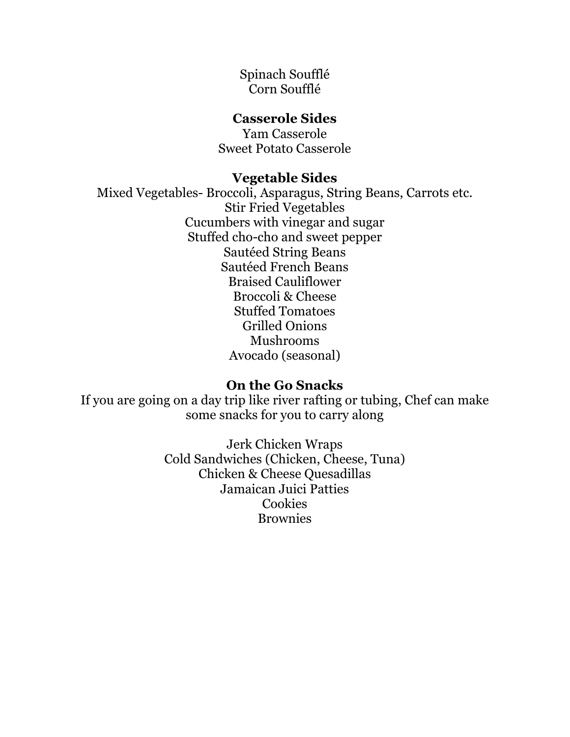Spinach Soufflé
Corn Soufflé

### Casserole Sides

Yam Casserole
Sweet Potato Casserole

### Vegetable Sides

Mixed Vegetables- Broccoli, Asparagus, String Beans, Carrots etc.
Stir Fried Vegetables
Cucumbers with vinegar and sugar
Stuffed cho-cho and sweet pepper
Sautéed String Beans
Sautéed French Beans
Braised Cauliflower
Broccoli & Cheese
Stuffed Tomatoes
Grilled Onions
Mushrooms
Avocado (seasonal)

### On the Go Snacks

If you are going on a day trip like river rafting or tubing, Chef can make some snacks for you to carry along

Jerk Chicken Wraps
Cold Sandwiches (Chicken, Cheese, Tuna)
Chicken & Cheese Quesadillas
Jamaican Juici Patties
Cookies
Brownies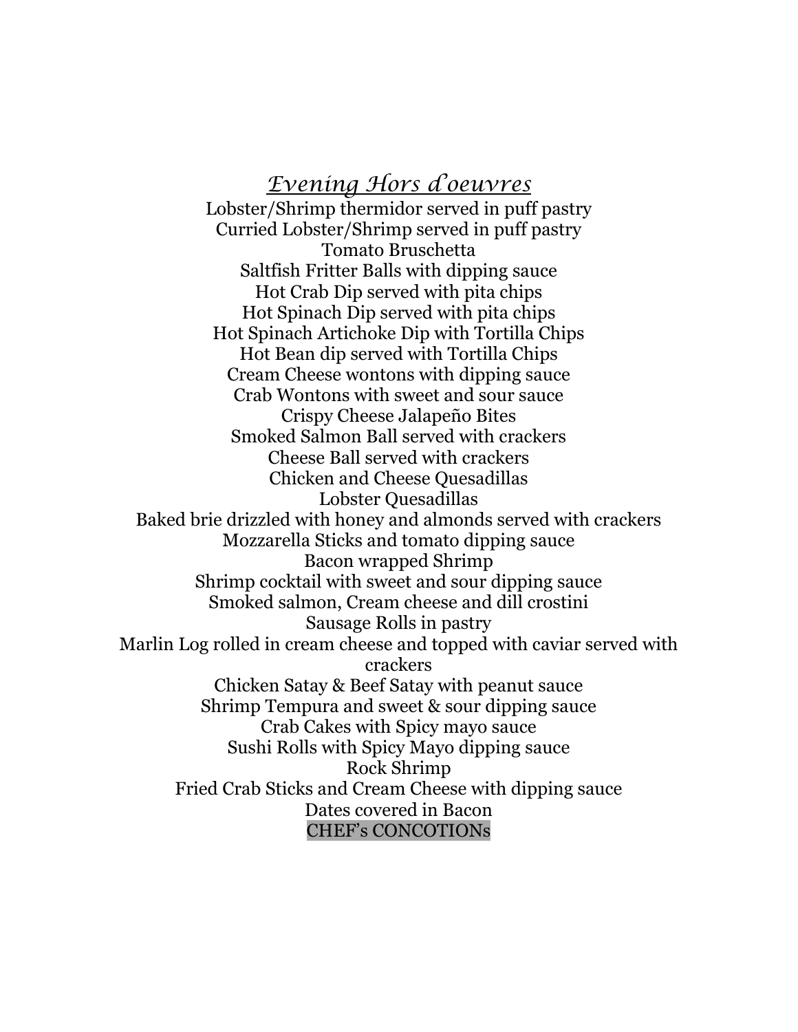## *<u>Evening Hors d'oeuvres</u>*

Lobster/Shrimp thermidor served in puff pastry
Curried Lobster/Shrimp served in puff pastry
Tomato Bruschetta
Saltfish Fritter Balls with dipping sauce
Hot Crab Dip served with pita chips
Hot Spinach Dip served with pita chips
Hot Spinach Artichoke Dip with Tortilla Chips
Hot Bean dip served with Tortilla Chips
Cream Cheese wontons with dipping sauce
Crab Wontons with sweet and sour sauce
Crispy Cheese Jalapeño Bites
Smoked Salmon Ball served with crackers
Cheese Ball served with crackers
Chicken and Cheese Quesadillas
Lobster Quesadillas
Baked brie drizzled with honey and almonds served with crackers
Mozzarella Sticks and tomato dipping sauce
Bacon wrapped Shrimp
Shrimp cocktail with sweet and sour dipping sauce
Smoked salmon, Cream cheese and dill crostini
Sausage Rolls in pastry
Marlin Log rolled in cream cheese and topped with caviar served with crackers
Chicken Satay & Beef Satay with peanut sauce
Shrimp Tempura and sweet & sour dipping sauce
Crab Cakes with Spicy mayo sauce
Sushi Rolls with Spicy Mayo dipping sauce
Rock Shrimp
Fried Crab Sticks and Cream Cheese with dipping sauce
Dates covered in Bacon
CHEF's CONCOTIONs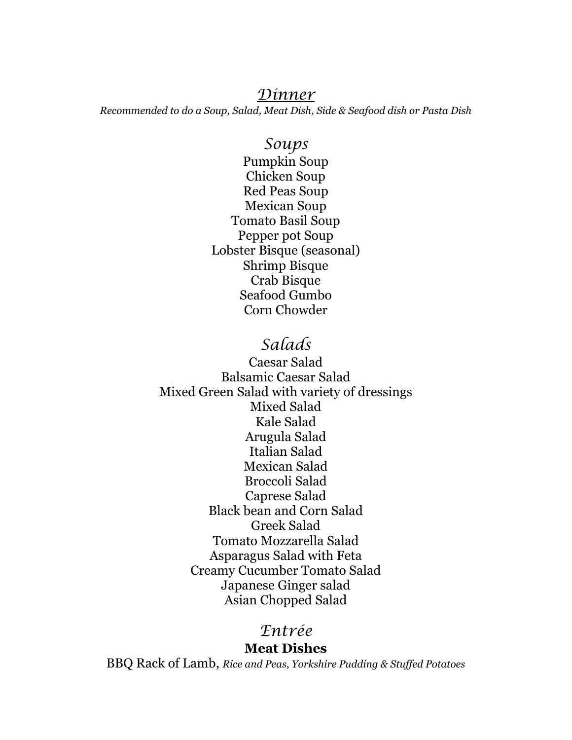# Dinner

*Recommended to do a Soup, Salad, Meat Dish, Side & Seafood dish or Pasta Dish*

## Soups

Pumpkin Soup
Chicken Soup
Red Peas Soup
Mexican Soup
Tomato Basil Soup
Pepper pot Soup
Lobster Bisque (seasonal)
Shrimp Bisque
Crab Bisque
Seafood Gumbo
Corn Chowder

## Salads

Caesar Salad
Balsamic Caesar Salad
Mixed Green Salad with variety of dressings
Mixed Salad
Kale Salad
Arugula Salad
Italian Salad
Mexican Salad
Broccoli Salad
Caprese Salad
Black bean and Corn Salad
Greek Salad
Tomato Mozzarella Salad
Asparagus Salad with Feta
Creamy Cucumber Tomato Salad
Japanese Ginger salad
Asian Chopped Salad

## Entrée

### Meat Dishes

BBQ Rack of Lamb, *Rice and Peas, Yorkshire Pudding & Stuffed Potatoes*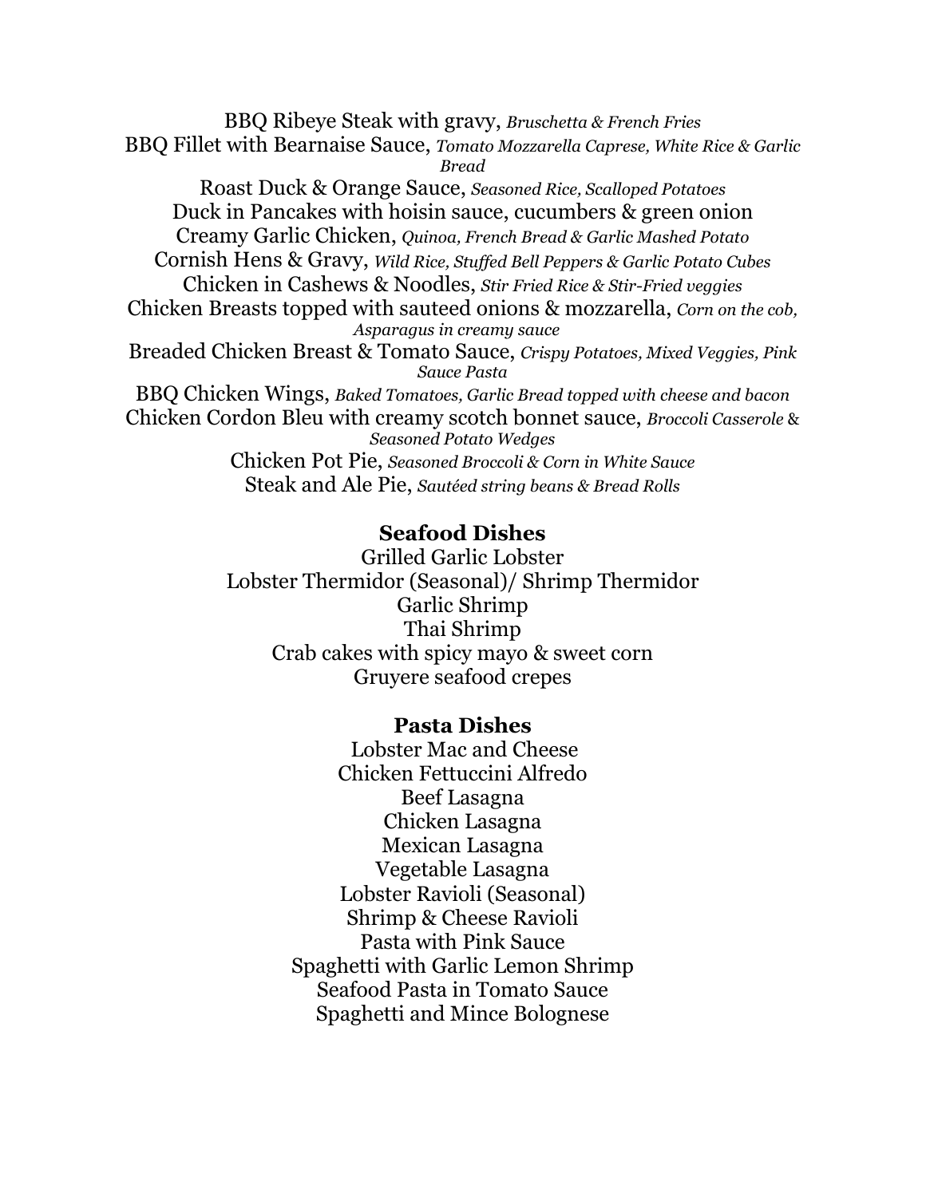BBQ Ribeye Steak with gravy, *Bruschetta & French Fries*

BBQ Fillet with Bearnaise Sauce, *Tomato Mozzarella Caprese, White Rice & Garlic Bread*

Roast Duck & Orange Sauce, *Seasoned Rice, Scalloped Potatoes*

Duck in Pancakes with hoisin sauce, cucumbers & green onion

Creamy Garlic Chicken, *Quinoa, French Bread & Garlic Mashed Potato*

Cornish Hens & Gravy, *Wild Rice, Stuffed Bell Peppers & Garlic Potato Cubes*

Chicken in Cashews & Noodles, *Stir Fried Rice & Stir-Fried veggies*

Chicken Breasts topped with sauteed onions & mozzarella, *Corn on the cob, Asparagus in creamy sauce*

Breaded Chicken Breast & Tomato Sauce, *Crispy Potatoes, Mixed Veggies, Pink Sauce Pasta*

BBQ Chicken Wings, *Baked Tomatoes, Garlic Bread topped with cheese and bacon*

Chicken Cordon Bleu with creamy scotch bonnet sauce, *Broccoli Casserole* & *Seasoned Potato Wedges*

Chicken Pot Pie, *Seasoned Broccoli & Corn in White Sauce*

Steak and Ale Pie, *Sautéed string beans & Bread Rolls*

**Seafood Dishes**

Grilled Garlic Lobster

Lobster Thermidor (Seasonal)/ Shrimp Thermidor

Garlic Shrimp

Thai Shrimp

Crab cakes with spicy mayo & sweet corn

Gruyere seafood crepes

**Pasta Dishes**

Lobster Mac and Cheese

Chicken Fettuccini Alfredo

Beef Lasagna

Chicken Lasagna

Mexican Lasagna

Vegetable Lasagna

Lobster Ravioli (Seasonal)

Shrimp & Cheese Ravioli

Pasta with Pink Sauce

Spaghetti with Garlic Lemon Shrimp

Seafood Pasta in Tomato Sauce

Spaghetti and Mince Bolognese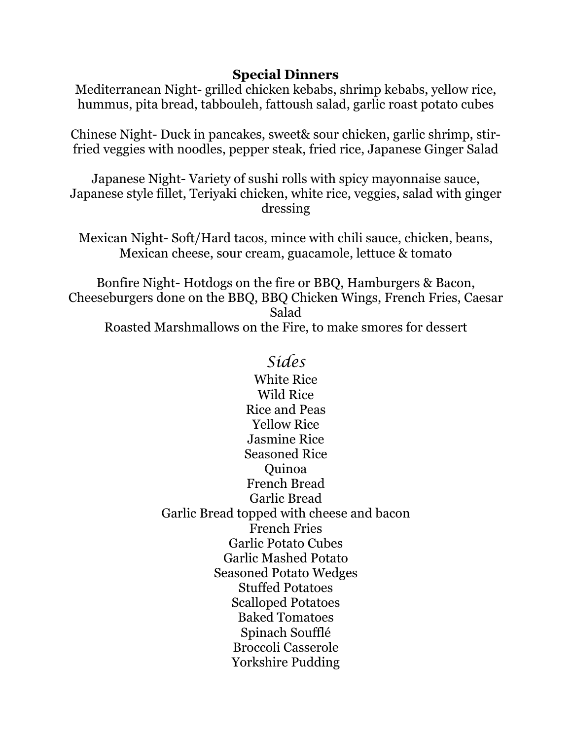## **Special Dinners**

Mediterranean Night- grilled chicken kebabs, shrimp kebabs, yellow rice, hummus, pita bread, tabbouleh, fattoush salad, garlic roast potato cubes

Chinese Night- Duck in pancakes, sweet& sour chicken, garlic shrimp, stir-fried veggies with noodles, pepper steak, fried rice, Japanese Ginger Salad

Japanese Night- Variety of sushi rolls with spicy mayonnaise sauce, Japanese style fillet, Teriyaki chicken, white rice, veggies, salad with ginger dressing

Mexican Night- Soft/Hard tacos, mince with chili sauce, chicken, beans, Mexican cheese, sour cream, guacamole, lettuce & tomato

Bonfire Night- Hotdogs on the fire or BBQ, Hamburgers & Bacon, Cheeseburgers done on the BBQ, BBQ Chicken Wings, French Fries, Caesar Salad
Roasted Marshmallows on the Fire, to make smores for dessert

## *Sides*

White Rice
Wild Rice
Rice and Peas
Yellow Rice
Jasmine Rice
Seasoned Rice
Quinoa
French Bread
Garlic Bread
Garlic Bread topped with cheese and bacon
French Fries
Garlic Potato Cubes
Garlic Mashed Potato
Seasoned Potato Wedges
Stuffed Potatoes
Scalloped Potatoes
Baked Tomatoes
Spinach Soufflé
Broccoli Casserole
Yorkshire Pudding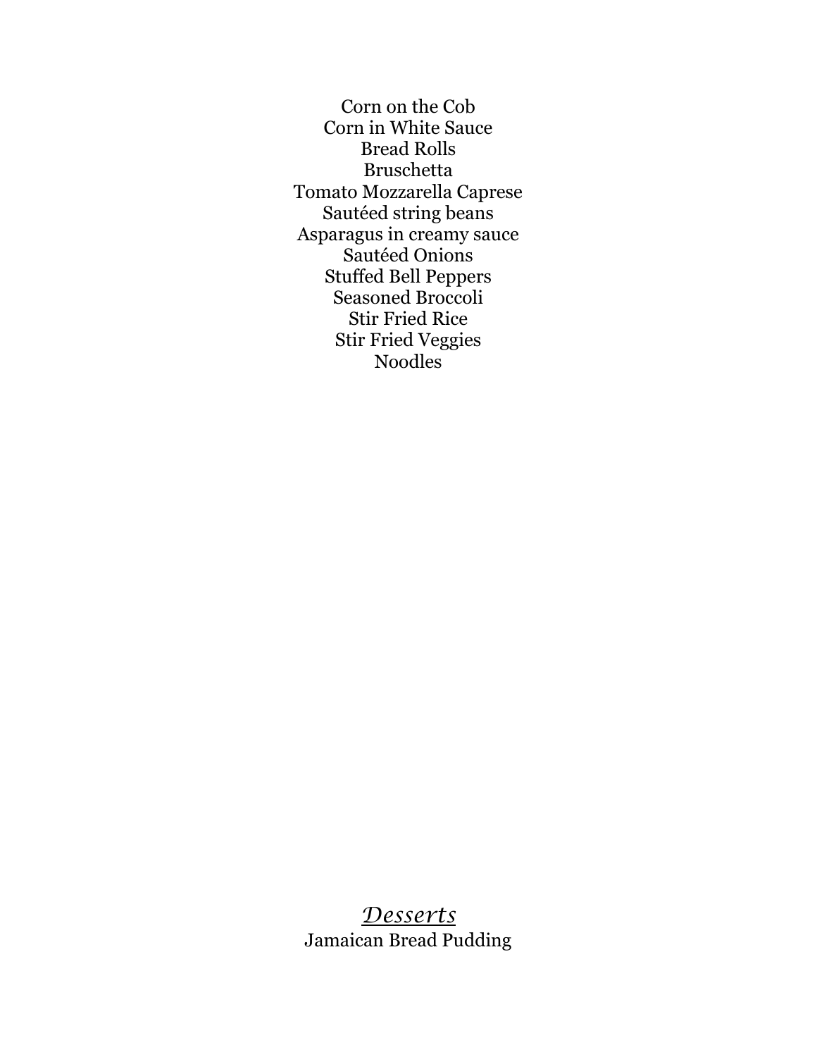Corn on the Cob
Corn in White Sauce
Bread Rolls
Bruschetta
Tomato Mozzarella Caprese
Sautéed string beans
Asparagus in creamy sauce
Sautéed Onions
Stuffed Bell Peppers
Seasoned Broccoli
Stir Fried Rice
Stir Fried Veggies
Noodles

## *Desserts*

Jamaican Bread Pudding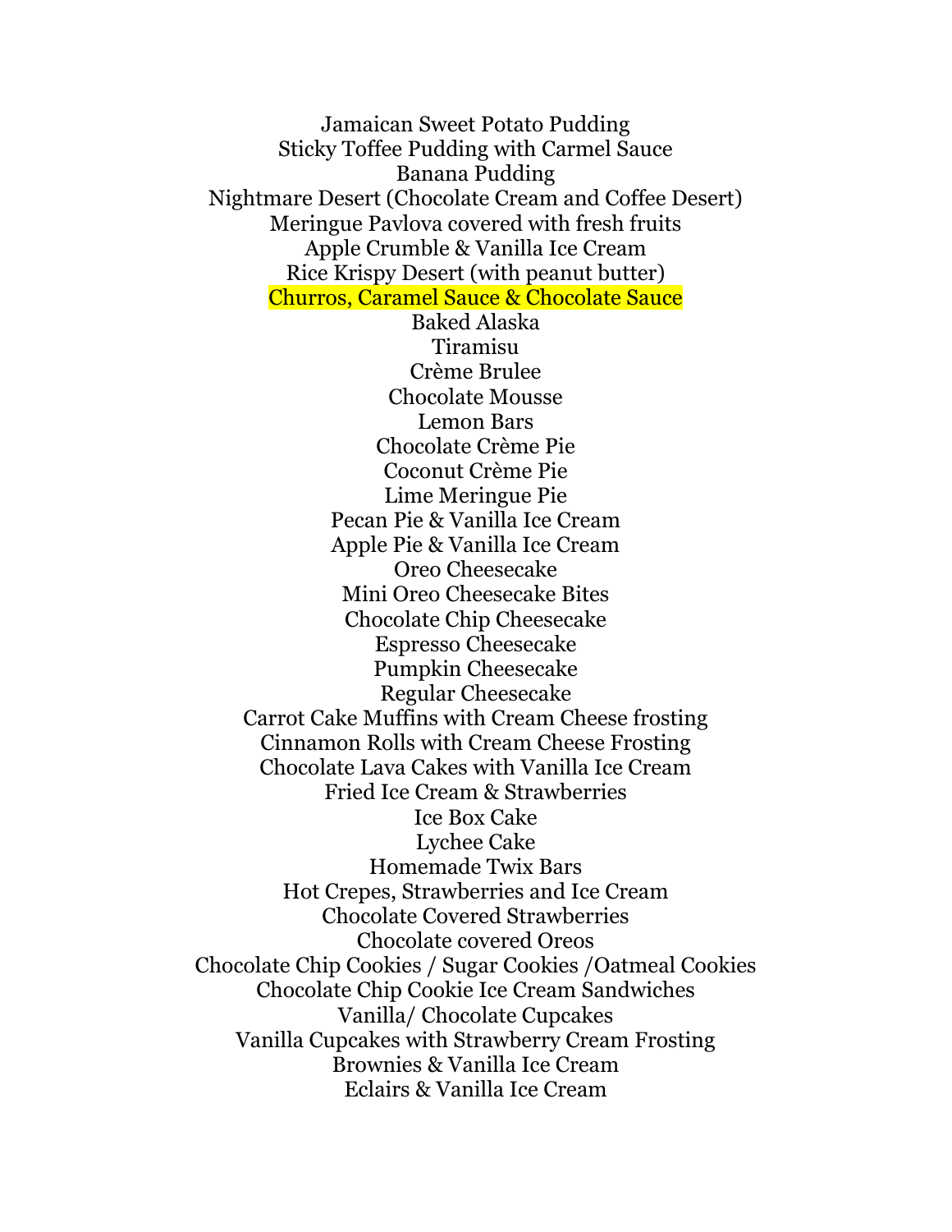Jamaican Sweet Potato Pudding
Sticky Toffee Pudding with Carmel Sauce
Banana Pudding
Nightmare Desert (Chocolate Cream and Coffee Desert)
Meringue Pavlova covered with fresh fruits
Apple Crumble & Vanilla Ice Cream
Rice Krispy Desert (with peanut butter)
Churros, Caramel Sauce & Chocolate Sauce
Baked Alaska
Tiramisu
Crème Brulee
Chocolate Mousse
Lemon Bars
Chocolate Crème Pie
Coconut Crème Pie
Lime Meringue Pie
Pecan Pie & Vanilla Ice Cream
Apple Pie & Vanilla Ice Cream
Oreo Cheesecake
Mini Oreo Cheesecake Bites
Chocolate Chip Cheesecake
Espresso Cheesecake
Pumpkin Cheesecake
Regular Cheesecake
Carrot Cake Muffins with Cream Cheese frosting
Cinnamon Rolls with Cream Cheese Frosting
Chocolate Lava Cakes with Vanilla Ice Cream
Fried Ice Cream & Strawberries
Ice Box Cake
Lychee Cake
Homemade Twix Bars
Hot Crepes, Strawberries and Ice Cream
Chocolate Covered Strawberries
Chocolate covered Oreos
Chocolate Chip Cookies / Sugar Cookies /Oatmeal Cookies
Chocolate Chip Cookie Ice Cream Sandwiches
Vanilla/ Chocolate Cupcakes
Vanilla Cupcakes with Strawberry Cream Frosting
Brownies & Vanilla Ice Cream
Eclairs & Vanilla Ice Cream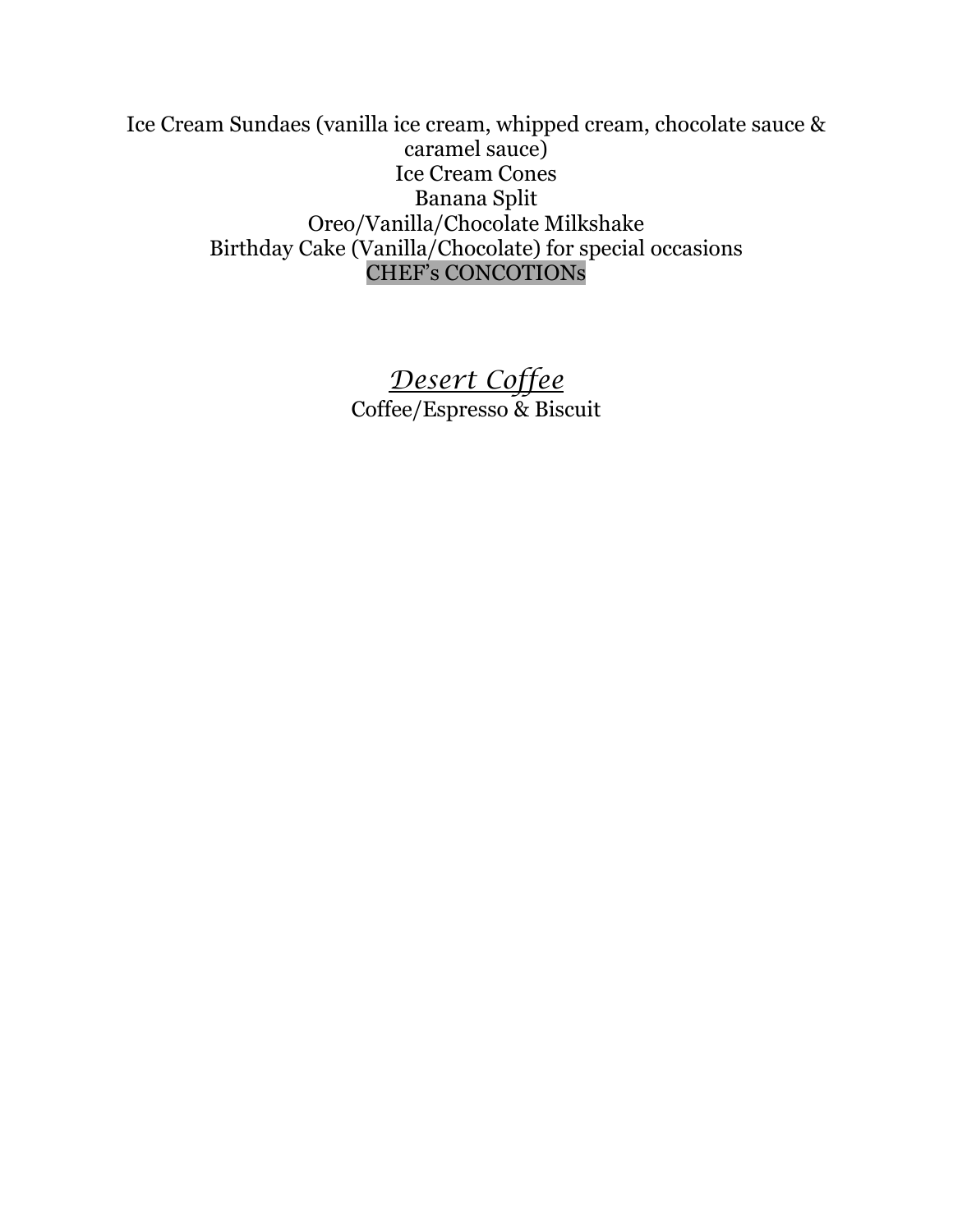Ice Cream Sundaes (vanilla ice cream, whipped cream, chocolate sauce & caramel sauce)
Ice Cream Cones
Banana Split
Oreo/Vanilla/Chocolate Milkshake
Birthday Cake (Vanilla/Chocolate) for special occasions
CHEF's CONCOTIONs

## *Desert Coffee*

Coffee/Espresso & Biscuit